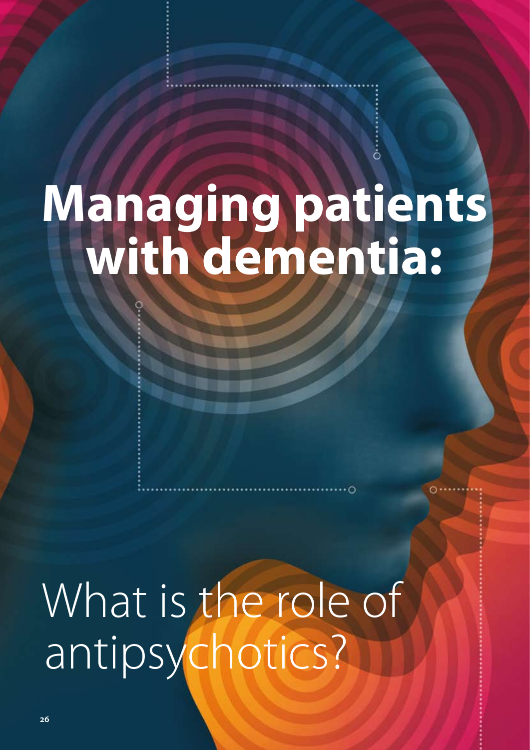# Managing patients with dementia:

## What is the role of antipsychotics?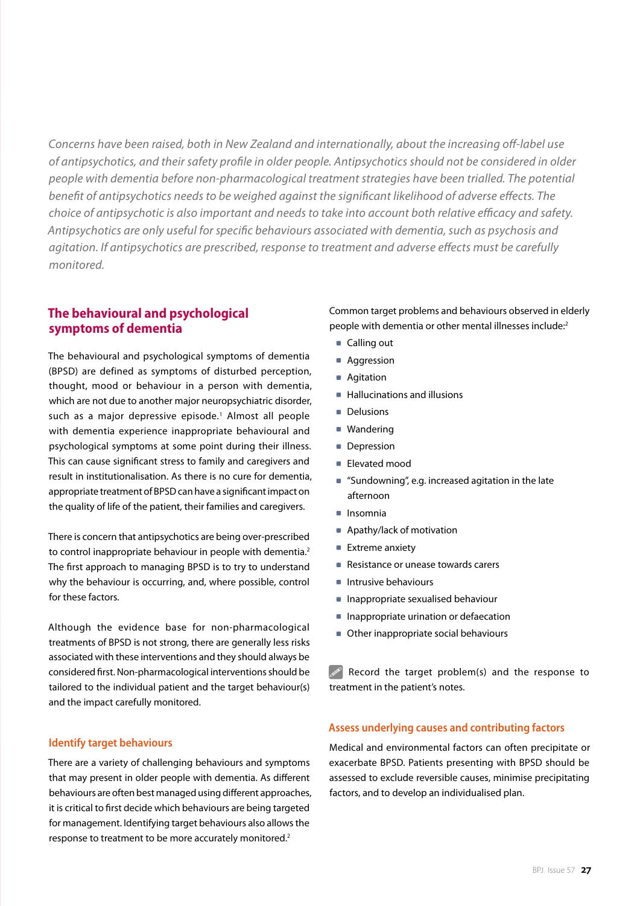*Concerns have been raised, both in New Zealand and internationally, about the increasing off-label use of antipsychotics, and their safety profile in older people. Antipsychotics should not be considered in older people with dementia before non-pharmacological treatment strategies have been trialled. The potential benefit of antipsychotics needs to be weighed against the significant likelihood of adverse effects. The choice of antipsychotic is also important and needs to take into account both relative efficacy and safety. Antipsychotics are only useful for specific behaviours associated with dementia, such as psychosis and agitation. If antipsychotics are prescribed, response to treatment and adverse effects must be carefully monitored.*

## The behavioural and psychological symptoms of dementia

The behavioural and psychological symptoms of dementia (BPSD) are defined as symptoms of disturbed perception, thought, mood or behaviour in a person with dementia, which are not due to another major neuropsychiatric disorder, such as a major depressive episode.[1] Almost all people with dementia experience inappropriate behavioural and psychological symptoms at some point during their illness. This can cause significant stress to family and caregivers and result in institutionalisation. As there is no cure for dementia, appropriate treatment of BPSD can have a significant impact on the quality of life of the patient, their families and caregivers.

There is concern that antipsychotics are being over-prescribed to control inappropriate behaviour in people with dementia.[2] The first approach to managing BPSD is to try to understand why the behaviour is occurring, and, where possible, control for these factors.

Although the evidence base for non-pharmacological treatments of BPSD is not strong, there are generally less risks associated with these interventions and they should always be considered first. Non-pharmacological interventions should be tailored to the individual patient and the target behaviour(s) and the impact carefully monitored.

### Identify target behaviours

There are a variety of challenging behaviours and symptoms that may present in older people with dementia. As different behaviours are often best managed using different approaches, it is critical to first decide which behaviours are being targeted for management. Identifying target behaviours also allows the response to treatment to be more accurately monitored.[2]

Common target problems and behaviours observed in elderly people with dementia or other mental illnesses include:[2]

- Calling out
- Aggression
- Agitation
- Hallucinations and illusions
- Delusions
- Wandering
- Depression
- Elevated mood
- "Sundowning", e.g. increased agitation in the late afternoon
- Insomnia
- Apathy/lack of motivation
- Extreme anxiety
- Resistance or unease towards carers
- Intrusive behaviours
- Inappropriate sexualised behaviour
- Inappropriate urination or defaecation
- Other inappropriate social behaviours

Record the target problem(s) and the response to treatment in the patient's notes.

### Assess underlying causes and contributing factors

Medical and environmental factors can often precipitate or exacerbate BPSD. Patients presenting with BPSD should be assessed to exclude reversible causes, minimise precipitating factors, and to develop an individualised plan.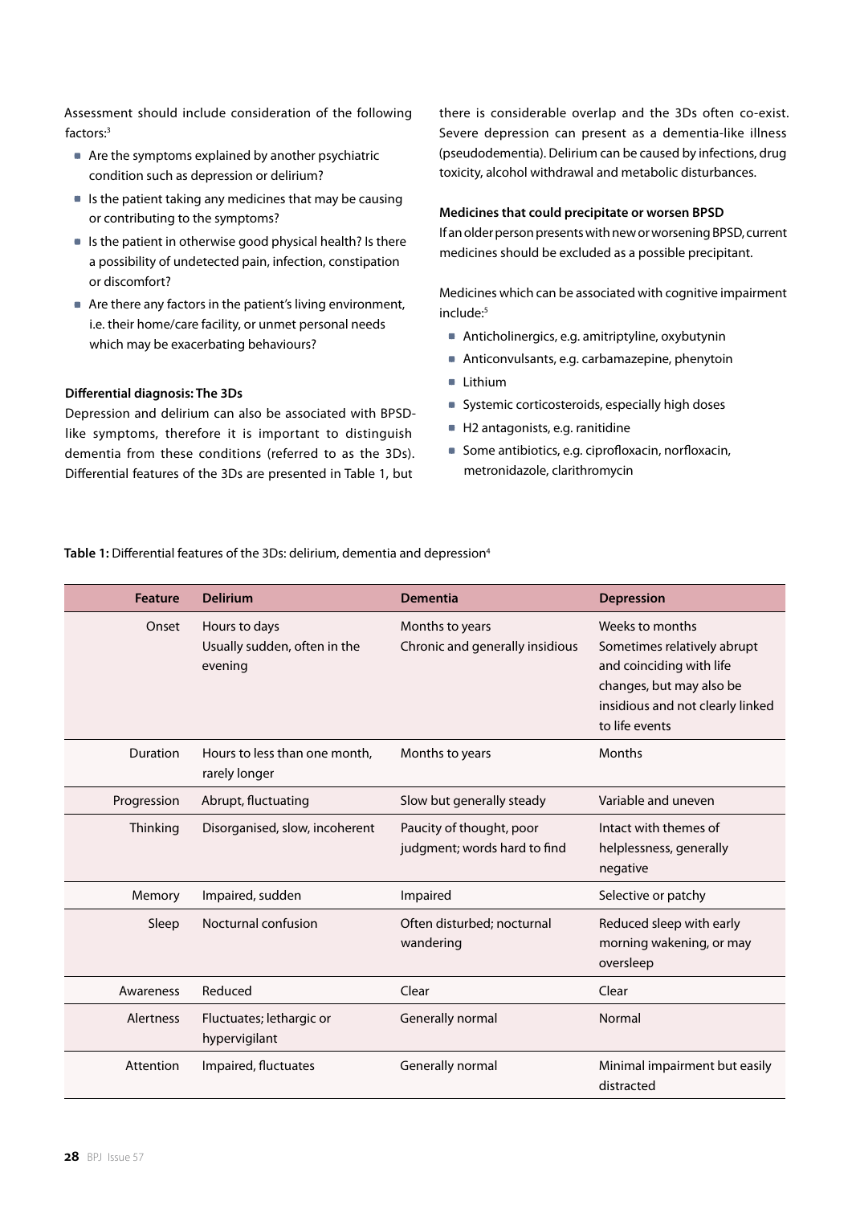Assessment should include consideration of the following factors:[3]

- Are the symptoms explained by another psychiatric condition such as depression or delirium?
- Is the patient taking any medicines that may be causing or contributing to the symptoms?
- Is the patient in otherwise good physical health? Is there a possibility of undetected pain, infection, constipation or discomfort?
- Are there any factors in the patient's living environment, i.e. their home/care facility, or unmet personal needs which may be exacerbating behaviours?

**Differential diagnosis: The 3Ds**

Depression and delirium can also be associated with BPSD-like symptoms, therefore it is important to distinguish dementia from these conditions (referred to as the 3Ds). Differential features of the 3Ds are presented in Table 1, but there is considerable overlap and the 3Ds often co-exist. Severe depression can present as a dementia-like illness (pseudodementia). Delirium can be caused by infections, drug toxicity, alcohol withdrawal and metabolic disturbances.

**Medicines that could precipitate or worsen BPSD**

If an older person presents with new or worsening BPSD, current medicines should be excluded as a possible precipitant.

Medicines which can be associated with cognitive impairment include:[5]

- Anticholinergics, e.g. amitriptyline, oxybutynin
- Anticonvulsants, e.g. carbamazepine, phenytoin
- Lithium
- Systemic corticosteroids, especially high doses
- H2 antagonists, e.g. ranitidine
- Some antibiotics, e.g. ciprofloxacin, norfloxacin, metronidazole, clarithromycin

**Table 1:** Differential features of the 3Ds: delirium, dementia and depression[4]

| Feature | Delirium | Dementia | Depression |
|---|---|---|---|
| Onset | Hours to days<br>Usually sudden, often in the evening | Months to years<br>Chronic and generally insidious | Weeks to months<br>Sometimes relatively abrupt and coinciding with life changes, but may also be insidious and not clearly linked to life events |
| Duration | Hours to less than one month, rarely longer | Months to years | Months |
| Progression | Abrupt, fluctuating | Slow but generally steady | Variable and uneven |
| Thinking | Disorganised, slow, incoherent | Paucity of thought, poor judgment; words hard to find | Intact with themes of helplessness, generally negative |
| Memory | Impaired, sudden | Impaired | Selective or patchy |
| Sleep | Nocturnal confusion | Often disturbed; nocturnal wandering | Reduced sleep with early morning wakening, or may oversleep |
| Awareness | Reduced | Clear | Clear |
| Alertness | Fluctuates; lethargic or hypervigilant | Generally normal | Normal |
| Attention | Impaired, fluctuates | Generally normal | Minimal impairment but easily distracted |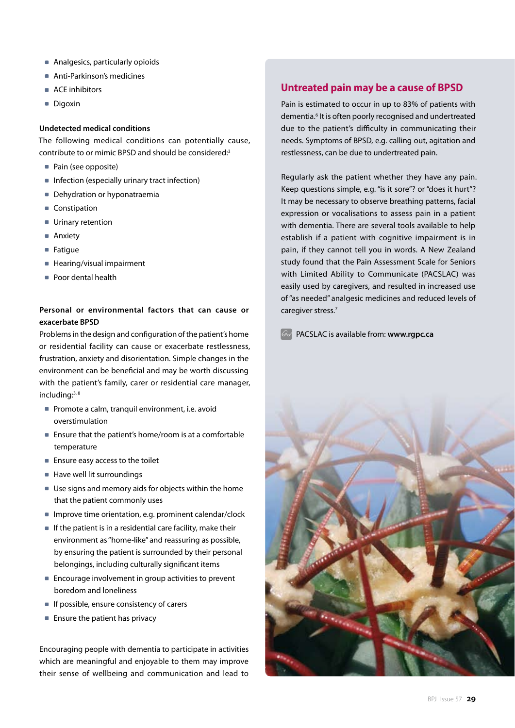- Analgesics, particularly opioids
- Anti-Parkinson's medicines
- ACE inhibitors
- Digoxin

**Undetected medical conditions**

The following medical conditions can potentially cause, contribute to or mimic BPSD and should be considered:[3]

- Pain (see opposite)
- Infection (especially urinary tract infection)
- Dehydration or hyponatraemia
- Constipation
- Urinary retention
- Anxiety
- Fatigue
- Hearing/visual impairment
- Poor dental health

**Personal or environmental factors that can cause or exacerbate BPSD**

Problems in the design and configuration of the patient's home or residential facility can cause or exacerbate restlessness, frustration, anxiety and disorientation. Simple changes in the environment can be beneficial and may be worth discussing with the patient's family, carer or residential care manager, including:[3, 8]

- Promote a calm, tranquil environment, i.e. avoid overstimulation
- Ensure that the patient's home/room is at a comfortable temperature
- Ensure easy access to the toilet
- Have well lit surroundings
- Use signs and memory aids for objects within the home that the patient commonly uses
- Improve time orientation, e.g. prominent calendar/clock
- If the patient is in a residential care facility, make their environment as "home-like" and reassuring as possible, by ensuring the patient is surrounded by their personal belongings, including culturally significant items
- Encourage involvement in group activities to prevent boredom and loneliness
- If possible, ensure consistency of carers
- Ensure the patient has privacy

Encouraging people with dementia to participate in activities which are meaningful and enjoyable to them may improve their sense of wellbeing and communication and lead to

## Untreated pain may be a cause of BPSD

Pain is estimated to occur in up to 83% of patients with dementia.[6] It is often poorly recognised and undertreated due to the patient's difficulty in communicating their needs. Symptoms of BPSD, e.g. calling out, agitation and restlessness, can be due to undertreated pain.

Regularly ask the patient whether they have any pain. Keep questions simple, e.g. "is it sore"? or "does it hurt"? It may be necessary to observe breathing patterns, facial expression or vocalisations to assess pain in a patient with dementia. There are several tools available to help establish if a patient with cognitive impairment is in pain, if they cannot tell you in words. A New Zealand study found that the Pain Assessment Scale for Seniors with Limited Ability to Communicate (PACSLAC) was easily used by caregivers, and resulted in increased use of "as needed" analgesic medicines and reduced levels of caregiver stress.[7]

PACSLAC is available from: **www.rgpc.ca**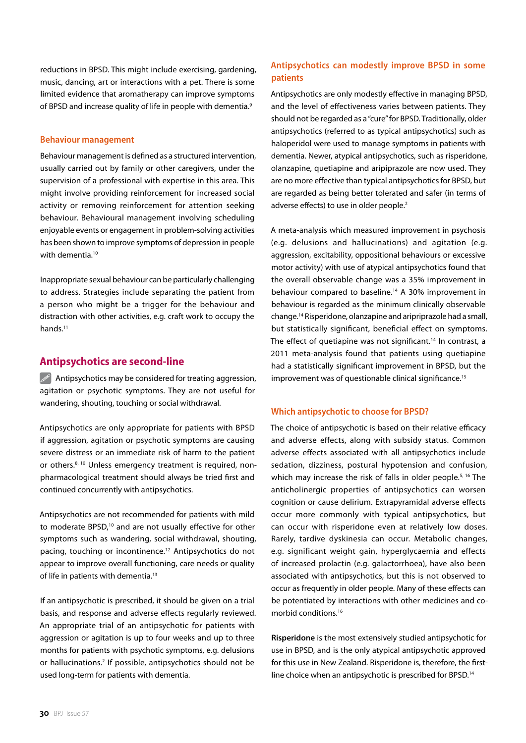reductions in BPSD. This might include exercising, gardening, music, dancing, art or interactions with a pet. There is some limited evidence that aromatherapy can improve symptoms of BPSD and increase quality of life in people with dementia.[9]

### Behaviour management

Behaviour management is defined as a structured intervention, usually carried out by family or other caregivers, under the supervision of a professional with expertise in this area. This might involve providing reinforcement for increased social activity or removing reinforcement for attention seeking behaviour. Behavioural management involving scheduling enjoyable events or engagement in problem-solving activities has been shown to improve symptoms of depression in people with dementia.[10]

Inappropriate sexual behaviour can be particularly challenging to address. Strategies include separating the patient from a person who might be a trigger for the behaviour and distraction with other activities, e.g. craft work to occupy the hands.[11]

## Antipsychotics are second-line

Antipsychotics may be considered for treating aggression, agitation or psychotic symptoms. They are not useful for wandering, shouting, touching or social withdrawal.

Antipsychotics are only appropriate for patients with BPSD if aggression, agitation or psychotic symptoms are causing severe distress or an immediate risk of harm to the patient or others.[8, 10] Unless emergency treatment is required, non-pharmacological treatment should always be tried first and continued concurrently with antipsychotics.

Antipsychotics are not recommended for patients with mild to moderate BPSD,[10] and are not usually effective for other symptoms such as wandering, social withdrawal, shouting, pacing, touching or incontinence.[12] Antipsychotics do not appear to improve overall functioning, care needs or quality of life in patients with dementia.[13]

If an antipsychotic is prescribed, it should be given on a trial basis, and response and adverse effects regularly reviewed. An appropriate trial of an antipsychotic for patients with aggression or agitation is up to four weeks and up to three months for patients with psychotic symptoms, e.g. delusions or hallucinations.[2] If possible, antipsychotics should not be used long-term for patients with dementia.

### Antipsychotics can modestly improve BPSD in some patients

Antipsychotics are only modestly effective in managing BPSD, and the level of effectiveness varies between patients. They should not be regarded as a "cure" for BPSD. Traditionally, older antipsychotics (referred to as typical antipsychotics) such as haloperidol were used to manage symptoms in patients with dementia. Newer, atypical antipsychotics, such as risperidone, olanzapine, quetiapine and aripiprazole are now used. They are no more effective than typical antipsychotics for BPSD, but are regarded as being better tolerated and safer (in terms of adverse effects) to use in older people.[2]

A meta-analysis which measured improvement in psychosis (e.g. delusions and hallucinations) and agitation (e.g. aggression, excitability, oppositional behaviours or excessive motor activity) with use of atypical antipsychotics found that the overall observable change was a 35% improvement in behaviour compared to baseline.[14] A 30% improvement in behaviour is regarded as the minimum clinically observable change.[14] Risperidone, olanzapine and aripiprazole had a small, but statistically significant, beneficial effect on symptoms. The effect of quetiapine was not significant.[14] In contrast, a 2011 meta-analysis found that patients using quetiapine had a statistically significant improvement in BPSD, but the improvement was of questionable clinical significance.[15]

### Which antipsychotic to choose for BPSD?

The choice of antipsychotic is based on their relative efficacy and adverse effects, along with subsidy status. Common adverse effects associated with all antipsychotics include sedation, dizziness, postural hypotension and confusion, which may increase the risk of falls in older people.[5, 16] The anticholinergic properties of antipsychotics can worsen cognition or cause delirium. Extrapyramidal adverse effects occur more commonly with typical antipsychotics, but can occur with risperidone even at relatively low doses. Rarely, tardive dyskinesia can occur. Metabolic changes, e.g. significant weight gain, hyperglycaemia and effects of increased prolactin (e.g. galactorrhoea), have also been associated with antipsychotics, but this is not observed to occur as frequently in older people. Many of these effects can be potentiated by interactions with other medicines and co-morbid conditions.[16]

**Risperidone** is the most extensively studied antipsychotic for use in BPSD, and is the only atypical antipsychotic approved for this use in New Zealand. Risperidone is, therefore, the first-line choice when an antipsychotic is prescribed for BPSD.[14]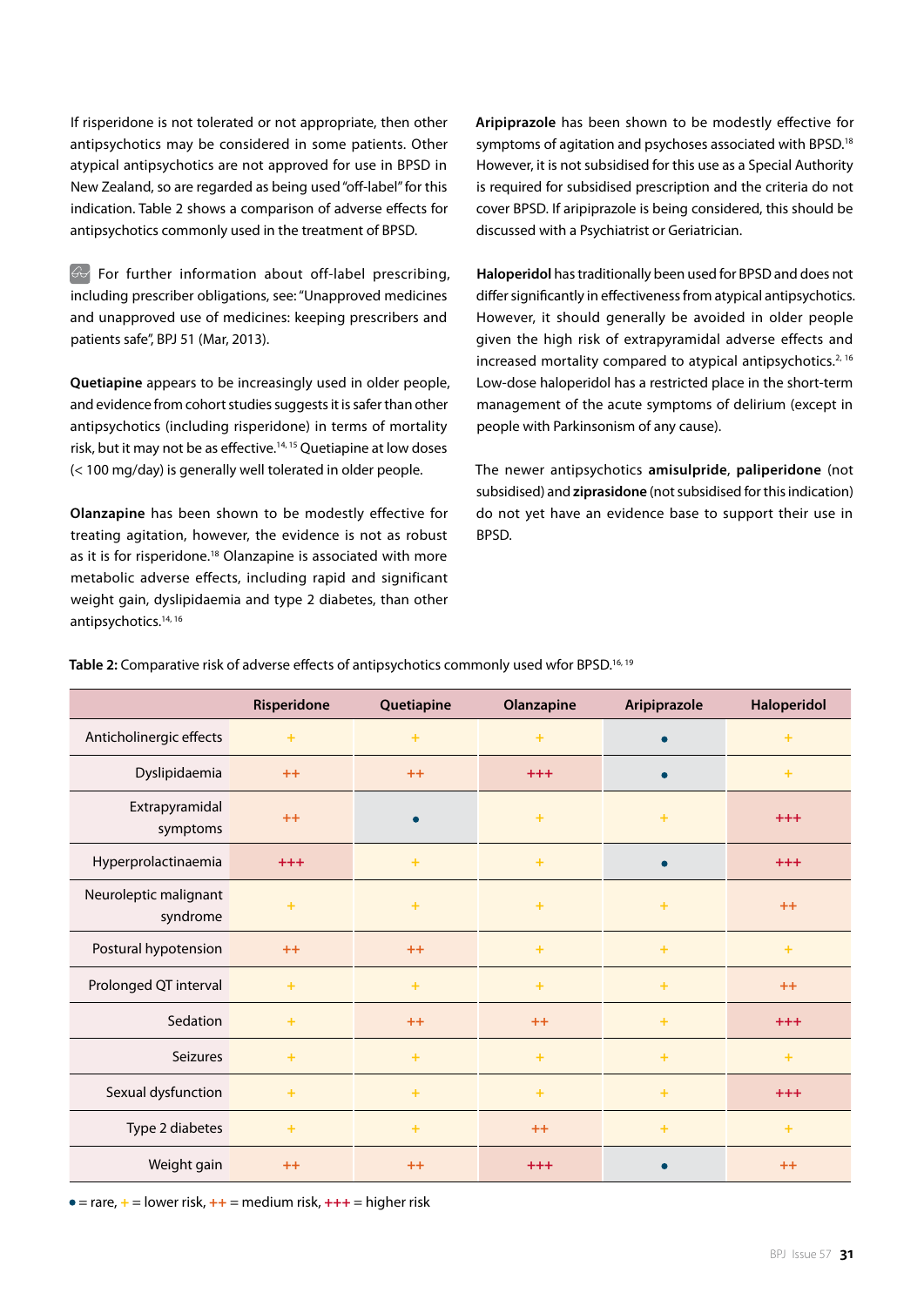If risperidone is not tolerated or not appropriate, then other antipsychotics may be considered in some patients. Other atypical antipsychotics are not approved for use in BPSD in New Zealand, so are regarded as being used "off-label" for this indication. Table 2 shows a comparison of adverse effects for antipsychotics commonly used in the treatment of BPSD.

For further information about off-label prescribing, including prescriber obligations, see: "Unapproved medicines and unapproved use of medicines: keeping prescribers and patients safe", BPJ 51 (Mar, 2013).

**Quetiapine** appears to be increasingly used in older people, and evidence from cohort studies suggests it is safer than other antipsychotics (including risperidone) in terms of mortality risk, but it may not be as effective.[14, 15] Quetiapine at low doses (< 100 mg/day) is generally well tolerated in older people.

**Olanzapine** has been shown to be modestly effective for treating agitation, however, the evidence is not as robust as it is for risperidone.[18] Olanzapine is associated with more metabolic adverse effects, including rapid and significant weight gain, dyslipidaemia and type 2 diabetes, than other antipsychotics.[14, 16]

**Aripiprazole** has been shown to be modestly effective for symptoms of agitation and psychoses associated with BPSD.[18] However, it is not subsidised for this use as a Special Authority is required for subsidised prescription and the criteria do not cover BPSD. If aripiprazole is being considered, this should be discussed with a Psychiatrist or Geriatrician.

**Haloperidol** has traditionally been used for BPSD and does not differ significantly in effectiveness from atypical antipsychotics. However, it should generally be avoided in older people given the high risk of extrapyramidal adverse effects and increased mortality compared to atypical antipsychotics.[2, 16] Low-dose haloperidol has a restricted place in the short-term management of the acute symptoms of delirium (except in people with Parkinsonism of any cause).

The newer antipsychotics **amisulpride**, **paliperidone** (not subsidised) and **ziprasidone** (not subsidised for this indication) do not yet have an evidence base to support their use in BPSD.

**Table 2:** Comparative risk of adverse effects of antipsychotics commonly used wfor BPSD.[16, 19]

| | Risperidone | Quetiapine | Olanzapine | Aripiprazole | Haloperidol |
|---|---|---|---|---|---|
| Anticholinergic effects | + | + | + | • | + |
| Dyslipidaemia | ++ | ++ | +++ | • | + |
| Extrapyramidal symptoms | ++ | • | + | + | +++ |
| Hyperprolactinaemia | +++ | + | + | • | +++ |
| Neuroleptic malignant syndrome | + | + | + | + | ++ |
| Postural hypotension | ++ | ++ | + | + | + |
| Prolonged QT interval | + | + | + | + | ++ |
| Sedation | + | ++ | ++ | + | +++ |
| Seizures | + | + | + | + | + |
| Sexual dysfunction | + | + | + | + | +++ |
| Type 2 diabetes | + | + | ++ | + | + |
| Weight gain | ++ | ++ | +++ | • | ++ |

• = rare, + = lower risk, ++ = medium risk, +++ = higher risk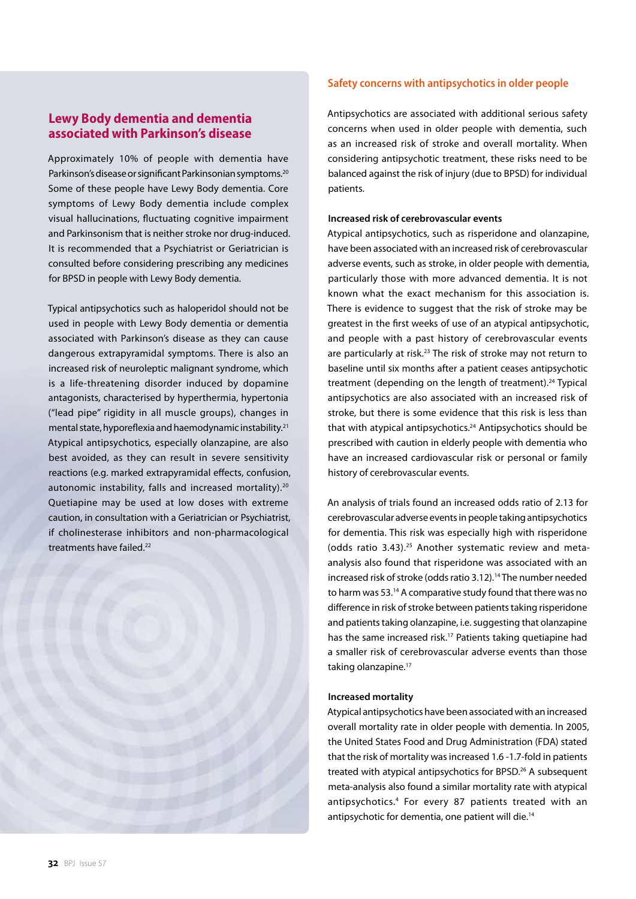## Lewy Body dementia and dementia associated with Parkinson's disease

Approximately 10% of people with dementia have Parkinson's disease or significant Parkinsonian symptoms.[20] Some of these people have Lewy Body dementia. Core symptoms of Lewy Body dementia include complex visual hallucinations, fluctuating cognitive impairment and Parkinsonism that is neither stroke nor drug-induced. It is recommended that a Psychiatrist or Geriatrician is consulted before considering prescribing any medicines for BPSD in people with Lewy Body dementia.

Typical antipsychotics such as haloperidol should not be used in people with Lewy Body dementia or dementia associated with Parkinson's disease as they can cause dangerous extrapyramidal symptoms. There is also an increased risk of neuroleptic malignant syndrome, which is a life-threatening disorder induced by dopamine antagonists, characterised by hyperthermia, hypertonia ("lead pipe" rigidity in all muscle groups), changes in mental state, hyporeflexia and haemodynamic instability.[21] Atypical antipsychotics, especially olanzapine, are also best avoided, as they can result in severe sensitivity reactions (e.g. marked extrapyramidal effects, confusion, autonomic instability, falls and increased mortality).[20] Quetiapine may be used at low doses with extreme caution, in consultation with a Geriatrician or Psychiatrist, if cholinesterase inhibitors and non-pharmacological treatments have failed.[22]

## Safety concerns with antipsychotics in older people

Antipsychotics are associated with additional serious safety concerns when used in older people with dementia, such as an increased risk of stroke and overall mortality. When considering antipsychotic treatment, these risks need to be balanced against the risk of injury (due to BPSD) for individual patients.

### Increased risk of cerebrovascular events

Atypical antipsychotics, such as risperidone and olanzapine, have been associated with an increased risk of cerebrovascular adverse events, such as stroke, in older people with dementia, particularly those with more advanced dementia. It is not known what the exact mechanism for this association is. There is evidence to suggest that the risk of stroke may be greatest in the first weeks of use of an atypical antipsychotic, and people with a past history of cerebrovascular events are particularly at risk.[23] The risk of stroke may not return to baseline until six months after a patient ceases antipsychotic treatment (depending on the length of treatment).[24] Typical antipsychotics are also associated with an increased risk of stroke, but there is some evidence that this risk is less than that with atypical antipsychotics.[24] Antipsychotics should be prescribed with caution in elderly people with dementia who have an increased cardiovascular risk or personal or family history of cerebrovascular events.

An analysis of trials found an increased odds ratio of 2.13 for cerebrovascular adverse events in people taking antipsychotics for dementia. This risk was especially high with risperidone (odds ratio 3.43).[25] Another systematic review and meta-analysis also found that risperidone was associated with an increased risk of stroke (odds ratio 3.12).[14] The number needed to harm was 53.[14] A comparative study found that there was no difference in risk of stroke between patients taking risperidone and patients taking olanzapine, i.e. suggesting that olanzapine has the same increased risk.[17] Patients taking quetiapine had a smaller risk of cerebrovascular adverse events than those taking olanzapine.[17]

### Increased mortality

Atypical antipsychotics have been associated with an increased overall mortality rate in older people with dementia. In 2005, the United States Food and Drug Administration (FDA) stated that the risk of mortality was increased 1.6 -1.7-fold in patients treated with atypical antipsychotics for BPSD.[26] A subsequent meta-analysis also found a similar mortality rate with atypical antipsychotics.[4] For every 87 patients treated with an antipsychotic for dementia, one patient will die.[14]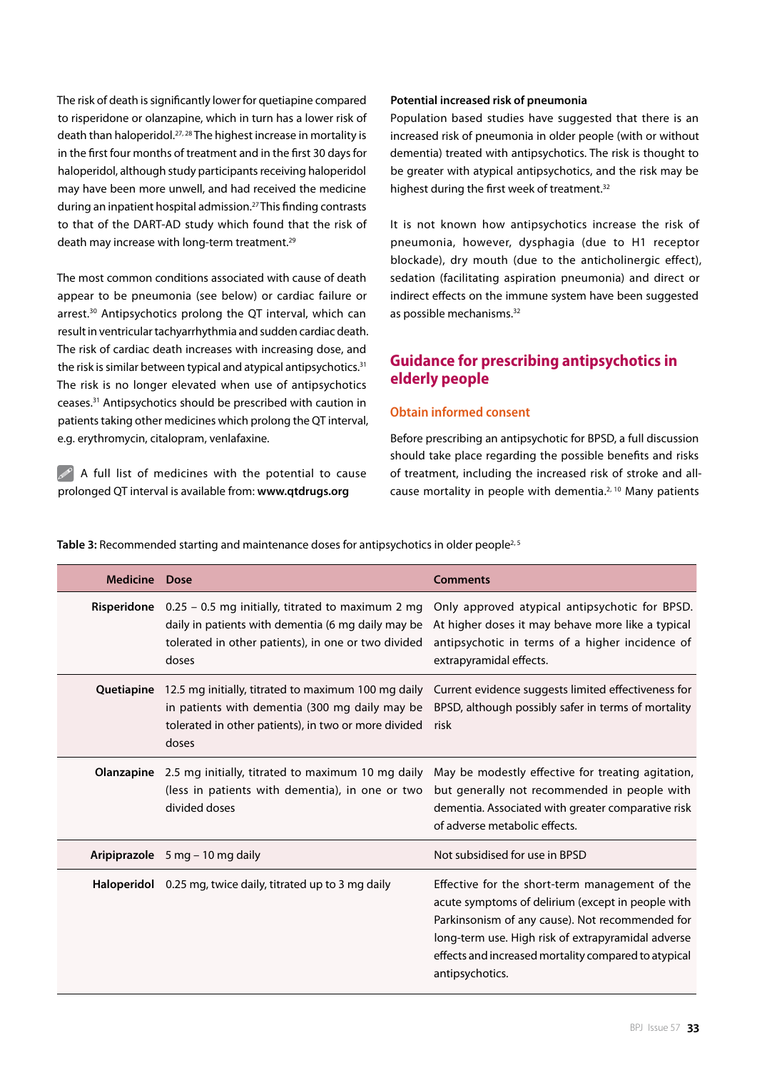The risk of death is significantly lower for quetiapine compared to risperidone or olanzapine, which in turn has a lower risk of death than haloperidol.[27, 28] The highest increase in mortality is in the first four months of treatment and in the first 30 days for haloperidol, although study participants receiving haloperidol may have been more unwell, and had received the medicine during an inpatient hospital admission.[27] This finding contrasts to that of the DART-AD study which found that the risk of death may increase with long-term treatment.[29]

The most common conditions associated with cause of death appear to be pneumonia (see below) or cardiac failure or arrest.[30] Antipsychotics prolong the QT interval, which can result in ventricular tachyarrhythmia and sudden cardiac death. The risk of cardiac death increases with increasing dose, and the risk is similar between typical and atypical antipsychotics.[31] The risk is no longer elevated when use of antipsychotics ceases.[31] Antipsychotics should be prescribed with caution in patients taking other medicines which prolong the QT interval, e.g. erythromycin, citalopram, venlafaxine.

A full list of medicines with the potential to cause prolonged QT interval is available from: **www.qtdrugs.org**

**Potential increased risk of pneumonia**

Population based studies have suggested that there is an increased risk of pneumonia in older people (with or without dementia) treated with antipsychotics. The risk is thought to be greater with atypical antipsychotics, and the risk may be highest during the first week of treatment.[32]

It is not known how antipsychotics increase the risk of pneumonia, however, dysphagia (due to H1 receptor blockade), dry mouth (due to the anticholinergic effect), sedation (facilitating aspiration pneumonia) and direct or indirect effects on the immune system have been suggested as possible mechanisms.[32]

## Guidance for prescribing antipsychotics in elderly people

### Obtain informed consent

Before prescribing an antipsychotic for BPSD, a full discussion should take place regarding the possible benefits and risks of treatment, including the increased risk of stroke and all-cause mortality in people with dementia.[2, 10] Many patients

**Table 3:** Recommended starting and maintenance doses for antipsychotics in older people[2, 5]

| Medicine | Dose | Comments |
|---|---|---|
| **Risperidone** | 0.25 – 0.5 mg initially, titrated to maximum 2 mg daily in patients with dementia (6 mg daily may be tolerated in other patients), in one or two divided doses | Only approved atypical antipsychotic for BPSD. At higher doses it may behave more like a typical antipsychotic in terms of a higher incidence of extrapyramidal effects. |
| **Quetiapine** | 12.5 mg initially, titrated to maximum 100 mg daily in patients with dementia (300 mg daily may be tolerated in other patients), in two or more divided doses | Current evidence suggests limited effectiveness for BPSD, although possibly safer in terms of mortality risk |
| **Olanzapine** | 2.5 mg initially, titrated to maximum 10 mg daily (less in patients with dementia), in one or two divided doses | May be modestly effective for treating agitation, but generally not recommended in people with dementia. Associated with greater comparative risk of adverse metabolic effects. |
| **Aripiprazole** | 5 mg – 10 mg daily | Not subsidised for use in BPSD |
| **Haloperidol** | 0.25 mg, twice daily, titrated up to 3 mg daily | Effective for the short-term management of the acute symptoms of delirium (except in people with Parkinsonism of any cause). Not recommended for long-term use. High risk of extrapyramidal adverse effects and increased mortality compared to atypical antipsychotics. |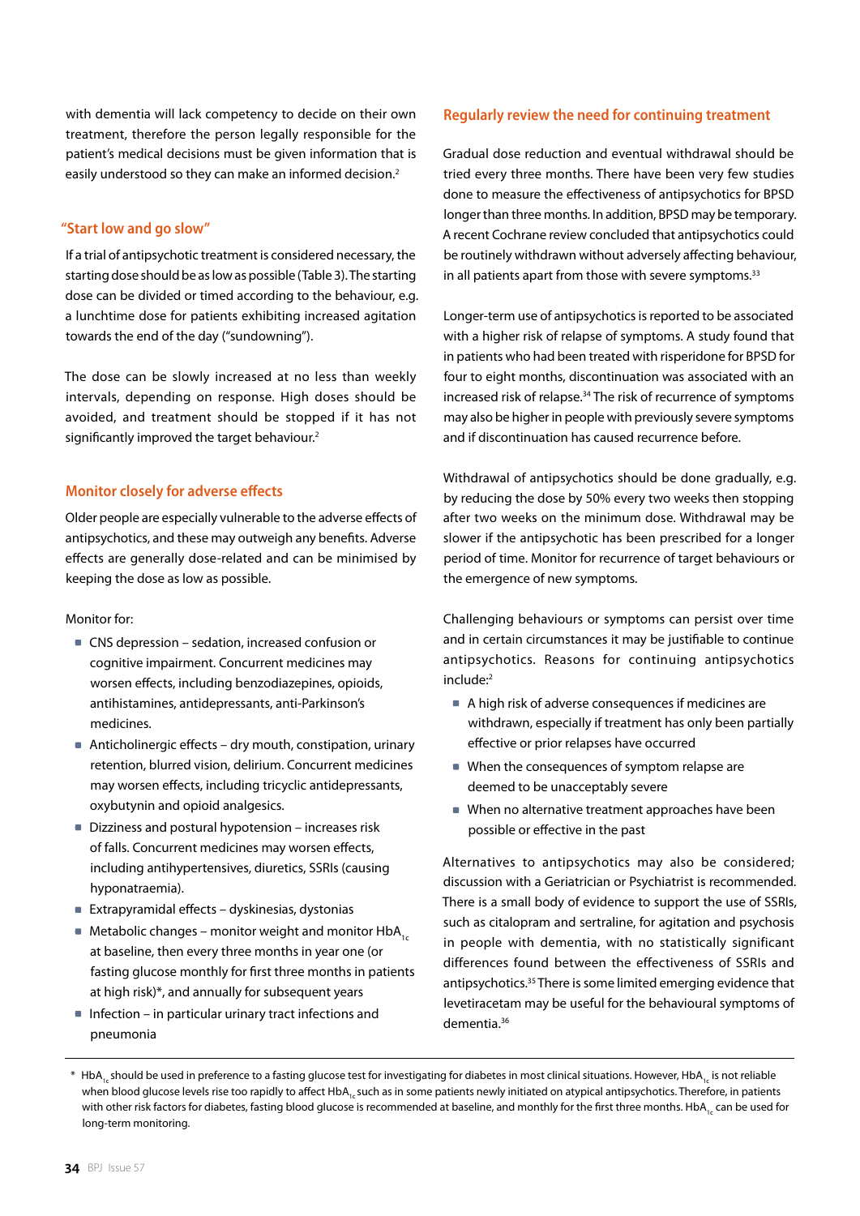with dementia will lack competency to decide on their own treatment, therefore the person legally responsible for the patient's medical decisions must be given information that is easily understood so they can make an informed decision.[2]

### "Start low and go slow"

If a trial of antipsychotic treatment is considered necessary, the starting dose should be as low as possible (Table 3). The starting dose can be divided or timed according to the behaviour, e.g. a lunchtime dose for patients exhibiting increased agitation towards the end of the day ("sundowning").

The dose can be slowly increased at no less than weekly intervals, depending on response. High doses should be avoided, and treatment should be stopped if it has not significantly improved the target behaviour.[2]

### Monitor closely for adverse effects

Older people are especially vulnerable to the adverse effects of antipsychotics, and these may outweigh any benefits. Adverse effects are generally dose-related and can be minimised by keeping the dose as low as possible.

Monitor for:

- CNS depression – sedation, increased confusion or cognitive impairment. Concurrent medicines may worsen effects, including benzodiazepines, opioids, antihistamines, antidepressants, anti-Parkinson's medicines.
- Anticholinergic effects – dry mouth, constipation, urinary retention, blurred vision, delirium. Concurrent medicines may worsen effects, including tricyclic antidepressants, oxybutynin and opioid analgesics.
- Dizziness and postural hypotension – increases risk of falls. Concurrent medicines may worsen effects, including antihypertensives, diuretics, SSRIs (causing hyponatraemia).
- Extrapyramidal effects – dyskinesias, dystonias
- Metabolic changes – monitor weight and monitor $HbA_{1c}$ at baseline, then every three months in year one (or fasting glucose monthly for first three months in patients at high risk)*, and annually for subsequent years
- Infection – in particular urinary tract infections and pneumonia

### Regularly review the need for continuing treatment

Gradual dose reduction and eventual withdrawal should be tried every three months. There have been very few studies done to measure the effectiveness of antipsychotics for BPSD longer than three months. In addition, BPSD may be temporary. A recent Cochrane review concluded that antipsychotics could be routinely withdrawn without adversely affecting behaviour, in all patients apart from those with severe symptoms.[33]

Longer-term use of antipsychotics is reported to be associated with a higher risk of relapse of symptoms. A study found that in patients who had been treated with risperidone for BPSD for four to eight months, discontinuation was associated with an increased risk of relapse.[34] The risk of recurrence of symptoms may also be higher in people with previously severe symptoms and if discontinuation has caused recurrence before.

Withdrawal of antipsychotics should be done gradually, e.g. by reducing the dose by 50% every two weeks then stopping after two weeks on the minimum dose. Withdrawal may be slower if the antipsychotic has been prescribed for a longer period of time. Monitor for recurrence of target behaviours or the emergence of new symptoms.

Challenging behaviours or symptoms can persist over time and in certain circumstances it may be justifiable to continue antipsychotics. Reasons for continuing antipsychotics include:[2]

- A high risk of adverse consequences if medicines are withdrawn, especially if treatment has only been partially effective or prior relapses have occurred
- When the consequences of symptom relapse are deemed to be unacceptably severe
- When no alternative treatment approaches have been possible or effective in the past

Alternatives to antipsychotics may also be considered; discussion with a Geriatrician or Psychiatrist is recommended. There is a small body of evidence to support the use of SSRIs, such as citalopram and sertraline, for agitation and psychosis in people with dementia, with no statistically significant differences found between the effectiveness of SSRIs and antipsychotics.[35] There is some limited emerging evidence that levetiracetam may be useful for the behavioural symptoms of dementia.[36]

---

\* $HbA_{1c}$ should be used in preference to a fasting glucose test for investigating for diabetes in most clinical situations. However, $HbA_{1c}$ is not reliable when blood glucose levels rise too rapidly to affect $HbA_{1c}$ such as in some patients newly initiated on atypical antipsychotics. Therefore, in patients with other risk factors for diabetes, fasting blood glucose is recommended at baseline, and monthly for the first three months. $HbA_{1c}$ can be used for long-term monitoring.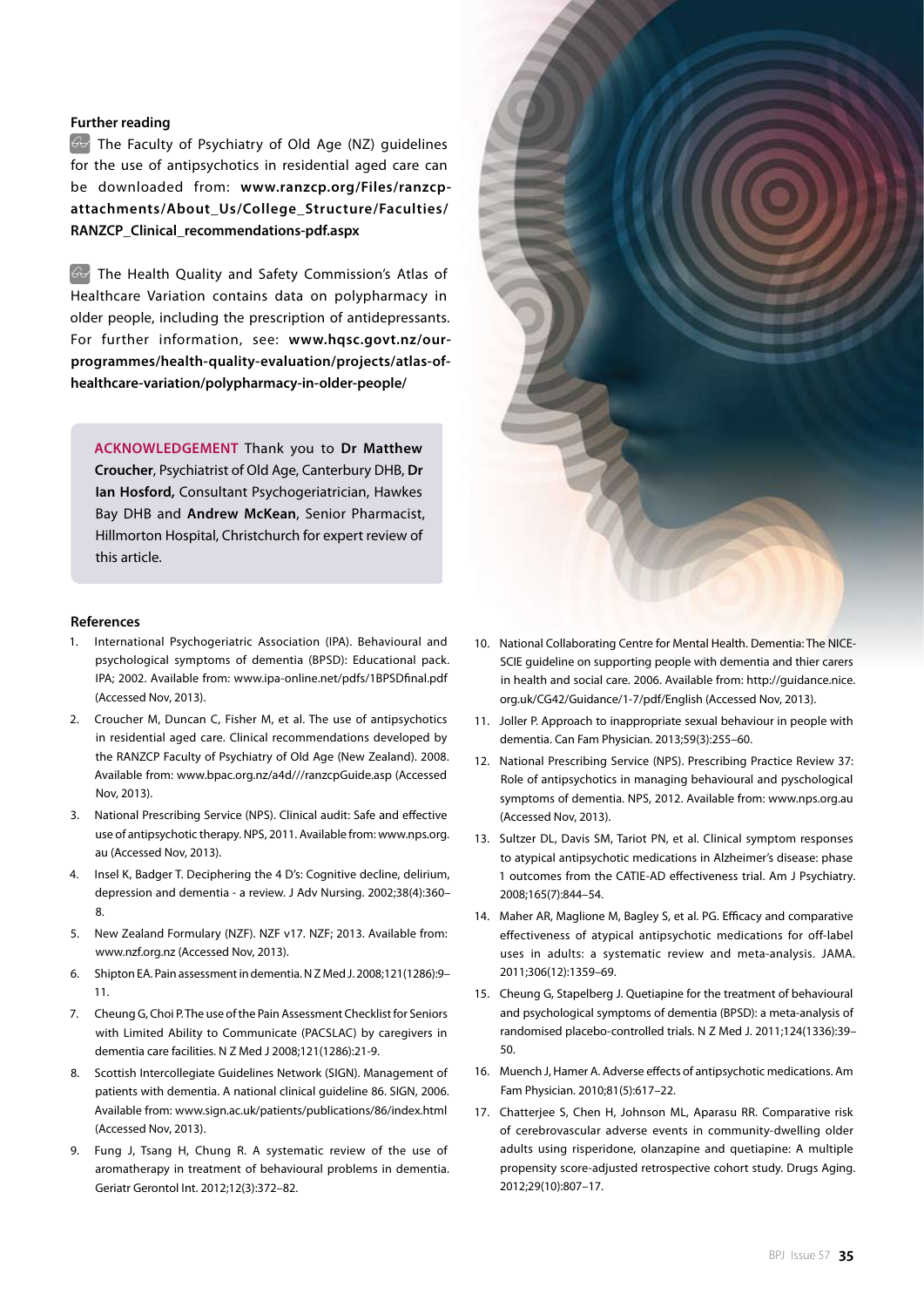### Further reading

The Faculty of Psychiatry of Old Age (NZ) guidelines for the use of antipsychotics in residential aged care can be downloaded from: **www.ranzcp.org/Files/ranzcp-attachments/About_Us/College_Structure/Faculties/RANZCP_Clinical_recommendations-pdf.aspx**

The Health Quality and Safety Commission's Atlas of Healthcare Variation contains data on polypharmacy in older people, including the prescription of antidepressants. For further information, see: **www.hqsc.govt.nz/our-programmes/health-quality-evaluation/projects/atlas-of-healthcare-variation/polypharmacy-in-older-people/**

**ACKNOWLEDGEMENT** Thank you to **Dr Matthew Croucher**, Psychiatrist of Old Age, Canterbury DHB, **Dr Ian Hosford,** Consultant Psychogeriatrician, Hawkes Bay DHB and **Andrew McKean**, Senior Pharmacist, Hillmorton Hospital, Christchurch for expert review of this article.

### References

1. International Psychogeriatric Association (IPA). Behavioural and psychological symptoms of dementia (BPSD): Educational pack. IPA; 2002. Available from: www.ipa-online.net/pdfs/1BPSDfinal.pdf (Accessed Nov, 2013).
2. Croucher M, Duncan C, Fisher M, et al. The use of antipsychotics in residential aged care. Clinical recommendations developed by the RANZCP Faculty of Psychiatry of Old Age (New Zealand). 2008. Available from: www.bpac.org.nz/a4d///ranzcpGuide.asp (Accessed Nov, 2013).
3. National Prescribing Service (NPS). Clinical audit: Safe and effective use of antipsychotic therapy. NPS, 2011. Available from: www.nps.org.au (Accessed Nov, 2013).
4. Insel K, Badger T. Deciphering the 4 D's: Cognitive decline, delirium, depression and dementia - a review. J Adv Nursing. 2002;38(4):360–8.
5. New Zealand Formulary (NZF). NZF v17. NZF; 2013. Available from: www.nzf.org.nz (Accessed Nov, 2013).
6. Shipton EA. Pain assessment in dementia. N Z Med J. 2008;121(1286):9–11.
7. Cheung G, Choi P. The use of the Pain Assessment Checklist for Seniors with Limited Ability to Communicate (PACSLAC) by caregivers in dementia care facilities. N Z Med J 2008;121(1286):21-9.
8. Scottish Intercollegiate Guidelines Network (SIGN). Management of patients with dementia. A national clinical guideline 86. SIGN, 2006. Available from: www.sign.ac.uk/patients/publications/86/index.html (Accessed Nov, 2013).
9. Fung J, Tsang H, Chung R. A systematic review of the use of aromatherapy in treatment of behavioural problems in dementia. Geriatr Gerontol Int. 2012;12(3):372–82.
10. National Collaborating Centre for Mental Health. Dementia: The NICE-SCIE guideline on supporting people with dementia and thier carers in health and social care. 2006. Available from: http://guidance.nice.org.uk/CG42/Guidance/1-7/pdf/English (Accessed Nov, 2013).
11. Joller P. Approach to inappropriate sexual behaviour in people with dementia. Can Fam Physician. 2013;59(3):255–60.
12. National Prescribing Service (NPS). Prescribing Practice Review 37: Role of antipsychotics in managing behavioural and pyschological symptoms of dementia. NPS, 2012. Available from: www.nps.org.au (Accessed Nov, 2013).
13. Sultzer DL, Davis SM, Tariot PN, et al. Clinical symptom responses to atypical antipsychotic medications in Alzheimer's disease: phase 1 outcomes from the CATIE-AD effectiveness trial. Am J Psychiatry. 2008;165(7):844–54.
14. Maher AR, Maglione M, Bagley S, et al. PG. Efficacy and comparative effectiveness of atypical antipsychotic medications for off-label uses in adults: a systematic review and meta-analysis. JAMA. 2011;306(12):1359–69.
15. Cheung G, Stapelberg J. Quetiapine for the treatment of behavioural and psychological symptoms of dementia (BPSD): a meta-analysis of randomised placebo-controlled trials. N Z Med J. 2011;124(1336):39–50.
16. Muench J, Hamer A. Adverse effects of antipsychotic medications. Am Fam Physician. 2010;81(5):617–22.
17. Chatterjee S, Chen H, Johnson ML, Aparasu RR. Comparative risk of cerebrovascular adverse events in community-dwelling older adults using risperidone, olanzapine and quetiapine: A multiple propensity score-adjusted retrospective cohort study. Drugs Aging. 2012;29(10):807–17.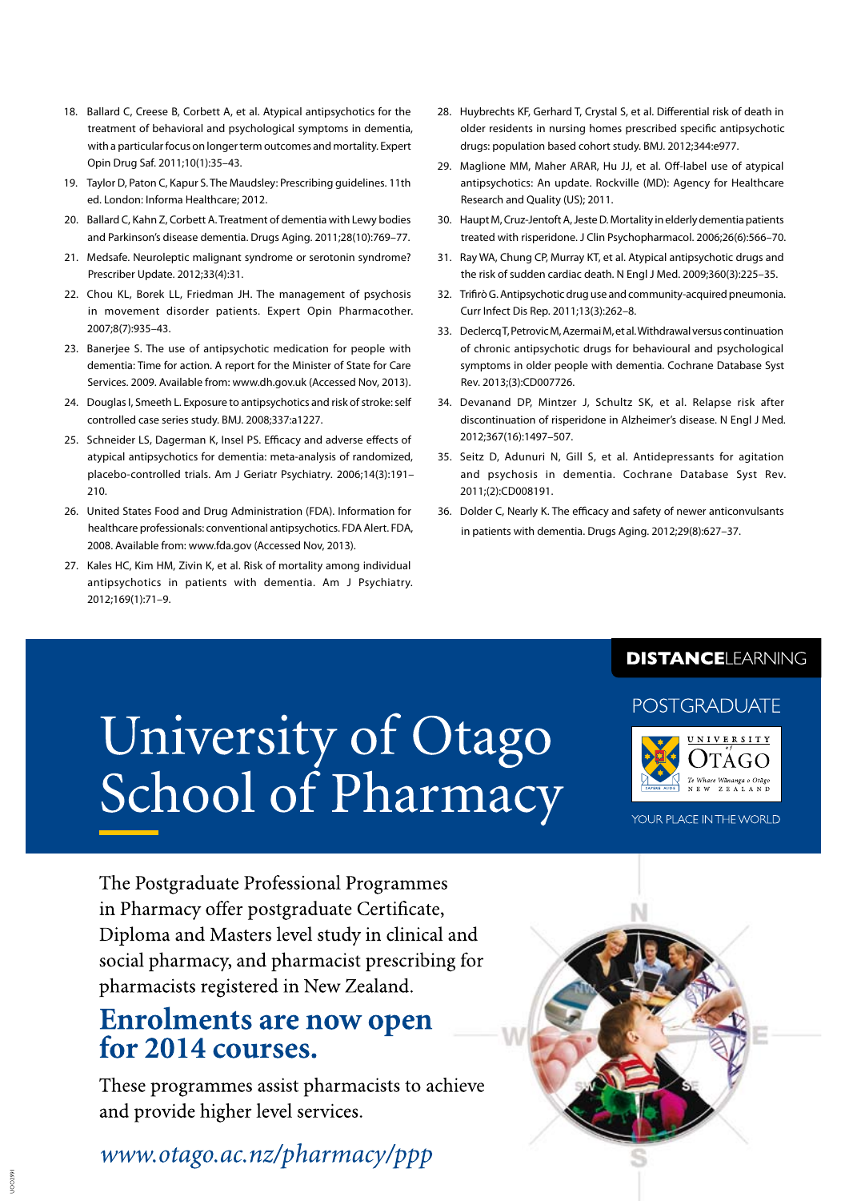18. Ballard C, Creese B, Corbett A, et al. Atypical antipsychotics for the treatment of behavioral and psychological symptoms in dementia, with a particular focus on longer term outcomes and mortality. Expert Opin Drug Saf. 2011;10(1):35–43.
19. Taylor D, Paton C, Kapur S. The Maudsley: Prescribing guidelines. 11th ed. London: Informa Healthcare; 2012.
20. Ballard C, Kahn Z, Corbett A. Treatment of dementia with Lewy bodies and Parkinson's disease dementia. Drugs Aging. 2011;28(10):769–77.
21. Medsafe. Neuroleptic malignant syndrome or serotonin syndrome? Prescriber Update. 2012;33(4):31.
22. Chou KL, Borek LL, Friedman JH. The management of psychosis in movement disorder patients. Expert Opin Pharmacother. 2007;8(7):935–43.
23. Banerjee S. The use of antipsychotic medication for people with dementia: Time for action. A report for the Minister of State for Care Services. 2009. Available from: www.dh.gov.uk (Accessed Nov, 2013).
24. Douglas I, Smeeth L. Exposure to antipsychotics and risk of stroke: self controlled case series study. BMJ. 2008;337:a1227.
25. Schneider LS, Dagerman K, Insel PS. Efficacy and adverse effects of atypical antipsychotics for dementia: meta-analysis of randomized, placebo-controlled trials. Am J Geriatr Psychiatry. 2006;14(3):191–210.
26. United States Food and Drug Administration (FDA). Information for healthcare professionals: conventional antipsychotics. FDA Alert. FDA, 2008. Available from: www.fda.gov (Accessed Nov, 2013).
27. Kales HC, Kim HM, Zivin K, et al. Risk of mortality among individual antipsychotics in patients with dementia. Am J Psychiatry. 2012;169(1):71–9.
28. Huybrechts KF, Gerhard T, Crystal S, et al. Differential risk of death in older residents in nursing homes prescribed specific antipsychotic drugs: population based cohort study. BMJ. 2012;344:e977.
29. Maglione MM, Maher ARAR, Hu JJ, et al. Off-label use of atypical antipsychotics: An update. Rockville (MD): Agency for Healthcare Research and Quality (US); 2011.
30. Haupt M, Cruz-Jentoft A, Jeste D. Mortality in elderly dementia patients treated with risperidone. J Clin Psychopharmacol. 2006;26(6):566–70.
31. Ray WA, Chung CP, Murray KT, et al. Atypical antipsychotic drugs and the risk of sudden cardiac death. N Engl J Med. 2009;360(3):225–35.
32. Trifirò G. Antipsychotic drug use and community-acquired pneumonia. Curr Infect Dis Rep. 2011;13(3):262–8.
33. Declercq T, Petrovic M, Azermai M, et al. Withdrawal versus continuation of chronic antipsychotic drugs for behavioural and psychological symptoms in older people with dementia. Cochrane Database Syst Rev. 2013;(3):CD007726.
34. Devanand DP, Mintzer J, Schultz SK, et al. Relapse risk after discontinuation of risperidone in Alzheimer's disease. N Engl J Med. 2012;367(16):1497–507.
35. Seitz D, Adunuri N, Gill S, et al. Antidepressants for agitation and psychosis in dementia. Cochrane Database Syst Rev. 2011;(2):CD008191.
36. Dolder C, Nearly K. The efficacy and safety of newer anticonvulsants in patients with dementia. Drugs Aging. 2012;29(8):627–37.

**DISTANCE**LEARNING

POSTGRADUATE

# University of Otago School of Pharmacy

UNIVERSITY of OTAGO
Te Whare Wānanga o Otāgo
NEW ZEALAND

YOUR PLACE IN THE WORLD

The Postgraduate Professional Programmes in Pharmacy offer postgraduate Certificate, Diploma and Masters level study in clinical and social pharmacy, and pharmacist prescribing for pharmacists registered in New Zealand.

## Enrolments are now open for 2014 courses.

These programmes assist pharmacists to achieve and provide higher level services.

*www.otago.ac.nz/pharmacy/ppp*